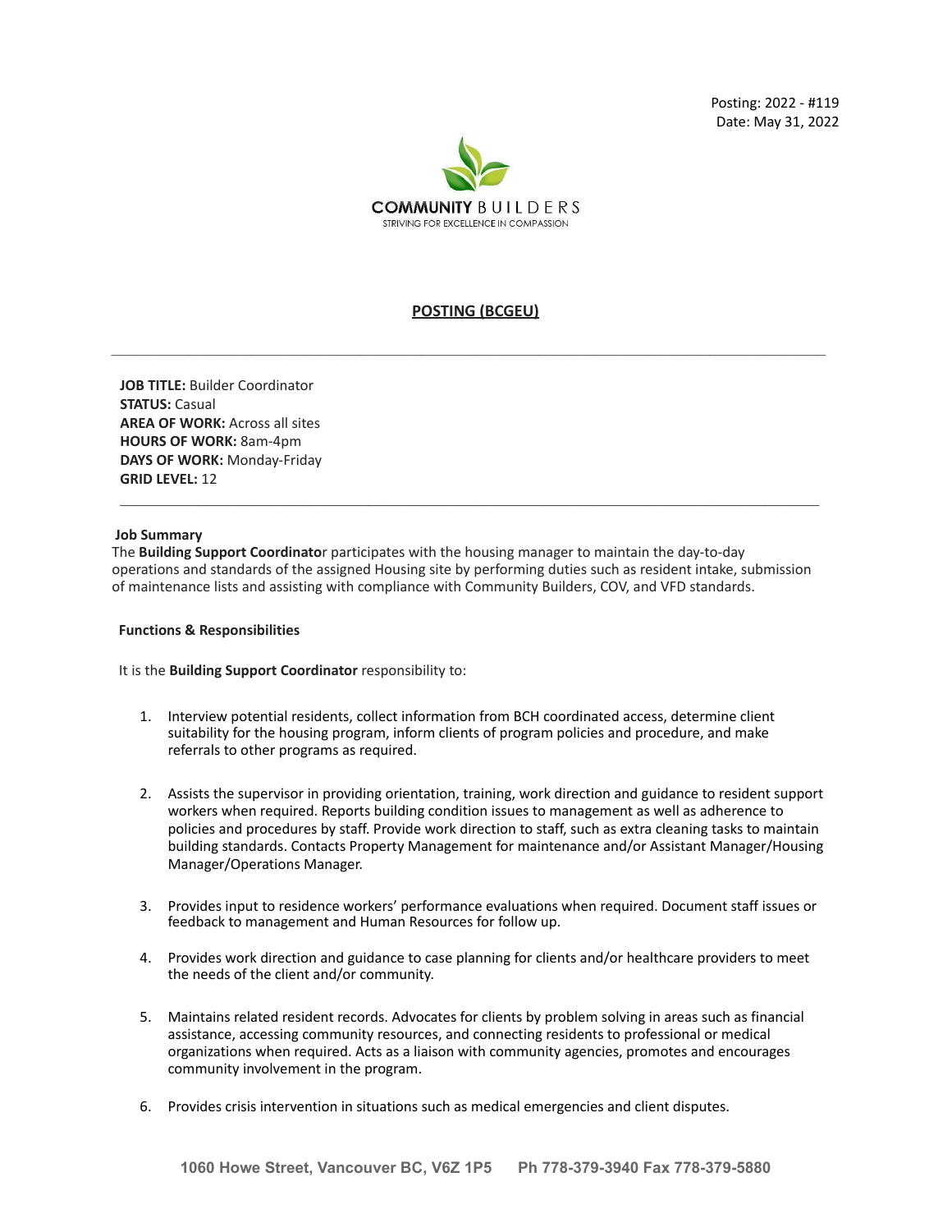Posting: 2022 - #119
Date: May 31, 2022

COMMUNITY BUILDERS
STRIVING FOR EXCELLENCE IN COMPASSION

## POSTING (BCGEU)

---

**JOB TITLE:** Builder Coordinator
**STATUS:** Casual
**AREA OF WORK:** Across all sites
**HOURS OF WORK:** 8am-4pm
**DAYS OF WORK:** Monday-Friday
**GRID LEVEL:** 12

---

### Job Summary

The **Building Support Coordinato**r participates with the housing manager to maintain the day-to-day operations and standards of the assigned Housing site by performing duties such as resident intake, submission of maintenance lists and assisting with compliance with Community Builders, COV, and VFD standards.

### Functions & Responsibilities

It is the **Building Support Coordinator** responsibility to:

1. Interview potential residents, collect information from BCH coordinated access, determine client suitability for the housing program, inform clients of program policies and procedure, and make referrals to other programs as required.

2. Assists the supervisor in providing orientation, training, work direction and guidance to resident support workers when required. Reports building condition issues to management as well as adherence to policies and procedures by staff. Provide work direction to staff, such as extra cleaning tasks to maintain building standards. Contacts Property Management for maintenance and/or Assistant Manager/Housing Manager/Operations Manager.

3. Provides input to residence workers' performance evaluations when required. Document staff issues or feedback to management and Human Resources for follow up.

4. Provides work direction and guidance to case planning for clients and/or healthcare providers to meet the needs of the client and/or community.

5. Maintains related resident records. Advocates for clients by problem solving in areas such as financial assistance, accessing community resources, and connecting residents to professional or medical organizations when required. Acts as a liaison with community agencies, promotes and encourages community involvement in the program.

6. Provides crisis intervention in situations such as medical emergencies and client disputes.

1060 Howe Street, Vancouver BC, V6Z 1P5    Ph 778-379-3940 Fax 778-379-5880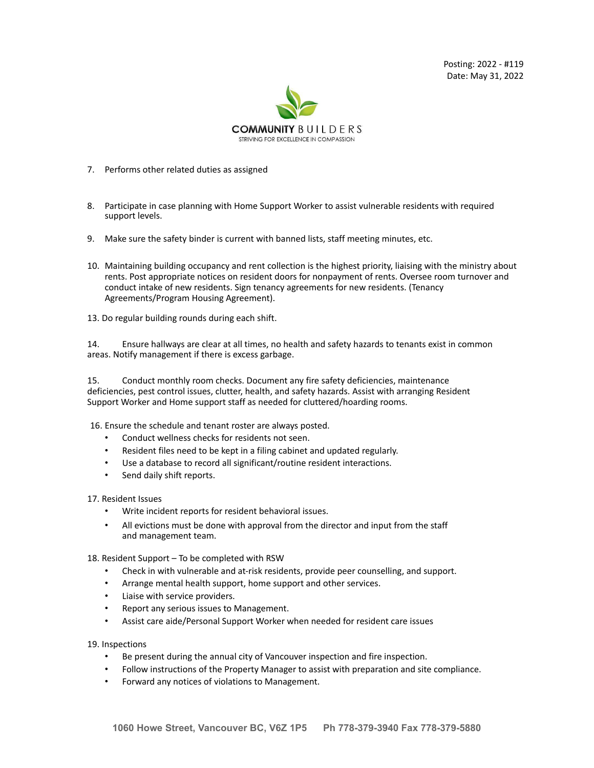7. Performs other related duties as assigned

8. Participate in case planning with Home Support Worker to assist vulnerable residents with required support levels.

9. Make sure the safety binder is current with banned lists, staff meeting minutes, etc.

10. Maintaining building occupancy and rent collection is the highest priority, liaising with the ministry about rents. Post appropriate notices on resident doors for nonpayment of rents. Oversee room turnover and conduct intake of new residents. Sign tenancy agreements for new residents. (Tenancy Agreements/Program Housing Agreement).

13. Do regular building rounds during each shift.

14. Ensure hallways are clear at all times, no health and safety hazards to tenants exist in common areas. Notify management if there is excess garbage.

15. Conduct monthly room checks. Document any fire safety deficiencies, maintenance deficiencies, pest control issues, clutter, health, and safety hazards. Assist with arranging Resident Support Worker and Home support staff as needed for cluttered/hoarding rooms.

16. Ensure the schedule and tenant roster are always posted.
    - Conduct wellness checks for residents not seen.
    - Resident files need to be kept in a filing cabinet and updated regularly.
    - Use a database to record all significant/routine resident interactions.
    - Send daily shift reports.

17. Resident Issues
    - Write incident reports for resident behavioral issues.
    - All evictions must be done with approval from the director and input from the staff and management team.

18. Resident Support – To be completed with RSW
    - Check in with vulnerable and at-risk residents, provide peer counselling, and support.
    - Arrange mental health support, home support and other services.
    - Liaise with service providers.
    - Report any serious issues to Management.
    - Assist care aide/Personal Support Worker when needed for resident care issues

19. Inspections
    - Be present during the annual city of Vancouver inspection and fire inspection.
    - Follow instructions of the Property Manager to assist with preparation and site compliance.
    - Forward any notices of violations to Management.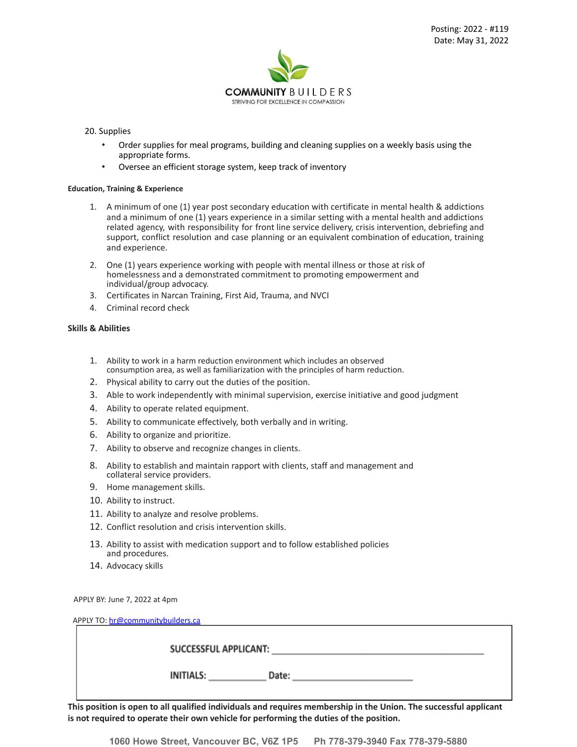Posting: 2022 - #119
Date: May 31, 2022

COMMUNITY BUILDERS
STRIVING FOR EXCELLENCE IN COMPASSION

20. Supplies

- Order supplies for meal programs, building and cleaning supplies on a weekly basis using the appropriate forms.
- Oversee an efficient storage system, keep track of inventory

**Education, Training & Experience**

1. A minimum of one (1) year post secondary education with certificate in mental health & addictions and a minimum of one (1) years experience in a similar setting with a mental health and addictions related agency, with responsibility for front line service delivery, crisis intervention, debriefing and support, conflict resolution and case planning or an equivalent combination of education, training and experience.
2. One (1) years experience working with people with mental illness or those at risk of homelessness and a demonstrated commitment to promoting empowerment and individual/group advocacy.
3. Certificates in Narcan Training, First Aid, Trauma, and NVCI
4. Criminal record check

**Skills & Abilities**

1. Ability to work in a harm reduction environment which includes an observed consumption area, as well as familiarization with the principles of harm reduction.
2. Physical ability to carry out the duties of the position.
3. Able to work independently with minimal supervision, exercise initiative and good judgment
4. Ability to operate related equipment.
5. Ability to communicate effectively, both verbally and in writing.
6. Ability to organize and prioritize.
7. Ability to observe and recognize changes in clients.
8. Ability to establish and maintain rapport with clients, staff and management and collateral service providers.
9. Home management skills.
10. Ability to instruct.
11. Ability to analyze and resolve problems.
12. Conflict resolution and crisis intervention skills.
13. Ability to assist with medication support and to follow established policies and procedures.
14. Advocacy skills

APPLY BY: June 7, 2022 at 4pm

APPLY TO: hr@communitybuilders.ca

**SUCCESSFUL APPLICANT:** ______________________________

**INITIALS:** ____________ **Date:** ____________________

**This position is open to all qualified individuals and requires membership in the Union. The successful applicant is not required to operate their own vehicle for performing the duties of the position.**

1060 Howe Street, Vancouver BC, V6Z 1P5 Ph 778-379-3940 Fax 778-379-5880